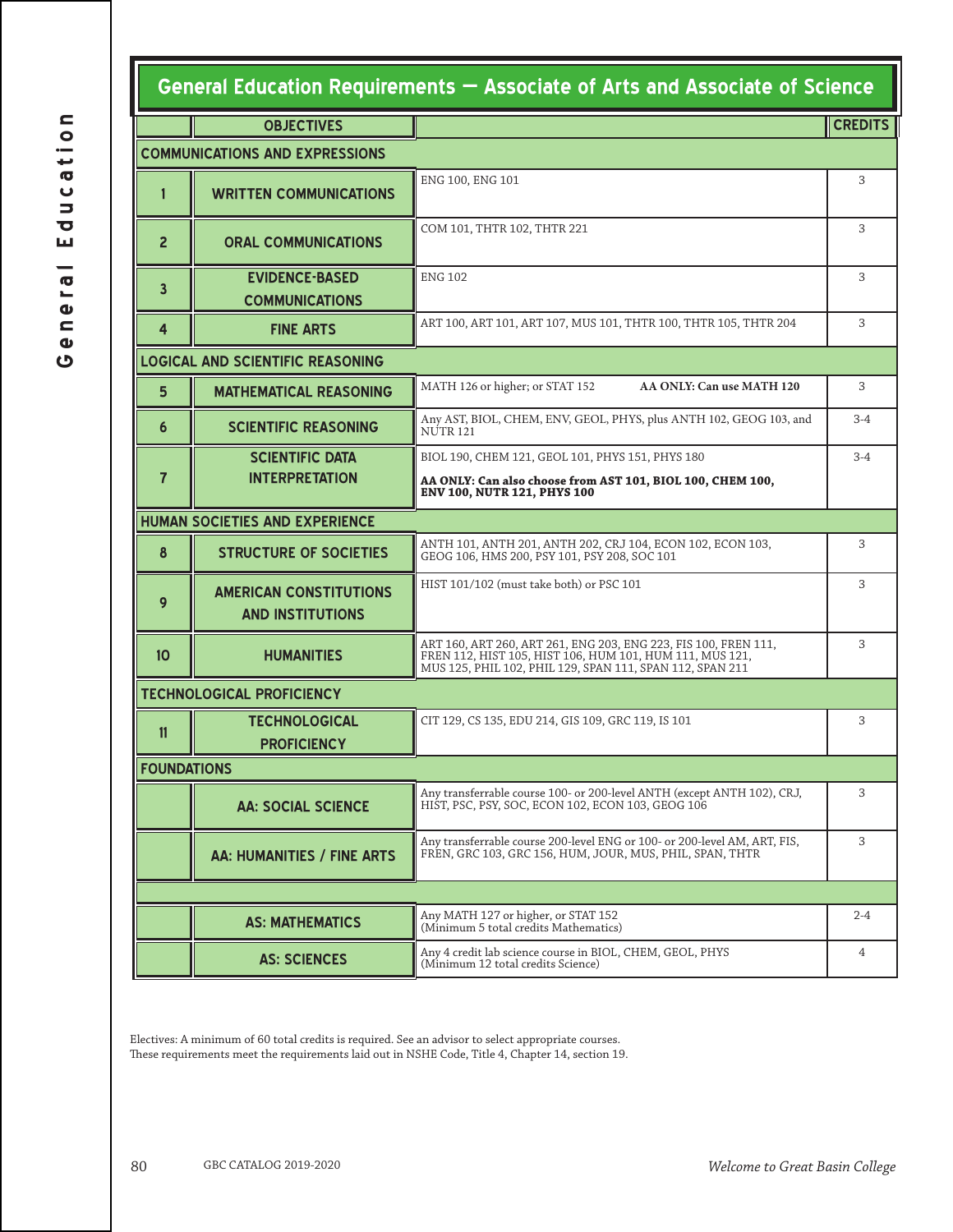## General Education Requirements — Associate of Arts and Associate of Science

| | OBJECTIVES | | CREDITS |
|---|---|---|---|
| **COMMUNICATIONS AND EXPRESSIONS** | | | |
| 1 | WRITTEN COMMUNICATIONS | ENG 100, ENG 101 | 3 |
| 2 | ORAL COMMUNICATIONS | COM 101, THTR 102, THTR 221 | 3 |
| 3 | EVIDENCE-BASED COMMUNICATIONS | ENG 102 | 3 |
| 4 | FINE ARTS | ART 100, ART 101, ART 107, MUS 101, THTR 100, THTR 105, THTR 204 | 3 |
| **LOGICAL AND SCIENTIFIC REASONING** | | | |
| 5 | MATHEMATICAL REASONING | MATH 126 or higher; or STAT 152 **AA ONLY: Can use MATH 120** | 3 |
| 6 | SCIENTIFIC REASONING | Any AST, BIOL, CHEM, ENV, GEOL, PHYS, plus ANTH 102, GEOG 103, and NUTR 121 | 3-4 |
| 7 | SCIENTIFIC DATA INTERPRETATION | BIOL 190, CHEM 121, GEOL 101, PHYS 151, PHYS 180 **AA ONLY: Can also choose from AST 101, BIOL 100, CHEM 100, ENV 100, NUTR 121, PHYS 100** | 3-4 |
| **HUMAN SOCIETIES AND EXPERIENCE** | | | |
| 8 | STRUCTURE OF SOCIETIES | ANTH 101, ANTH 201, ANTH 202, CRJ 104, ECON 102, ECON 103, GEOG 106, HMS 200, PSY 101, PSY 208, SOC 101 | 3 |
| 9 | AMERICAN CONSTITUTIONS AND INSTITUTIONS | HIST 101/102 (must take both) or PSC 101 | 3 |
| 10 | HUMANITIES | ART 160, ART 260, ART 261, ENG 203, ENG 223, FIS 100, FREN 111, FREN 112, HIST 105, HIST 106, HUM 101, HUM 111, MUS 121, MUS 125, PHIL 102, PHIL 129, SPAN 111, SPAN 112, SPAN 211 | 3 |
| **TECHNOLOGICAL PROFICIENCY** | | | |
| 11 | TECHNOLOGICAL PROFICIENCY | CIT 129, CS 135, EDU 214, GIS 109, GRC 119, IS 101 | 3 |
| **FOUNDATIONS** | | | |
| | AA: SOCIAL SCIENCE | Any transferrable course 100- or 200-level ANTH (except ANTH 102), CRJ, HIST, PSC, PSY, SOC, ECON 102, ECON 103, GEOG 106 | 3 |
| | AA: HUMANITIES / FINE ARTS | Any transferrable course 200-level ENG or 100- or 200-level AM, ART, FIS, FREN, GRC 103, GRC 156, HUM, JOUR, MUS, PHIL, SPAN, THTR | 3 |
| | | | |
| | AS: MATHEMATICS | Any MATH 127 or higher, or STAT 152 (Minimum 5 total credits Mathematics) | 2-4 |
| | AS: SCIENCES | Any 4 credit lab science course in BIOL, CHEM, GEOL, PHYS (Minimum 12 total credits Science) | 4 |

Electives: A minimum of 60 total credits is required. See an advisor to select appropriate courses.
These requirements meet the requirements laid out in NSHE Code, Title 4, Chapter 14, section 19.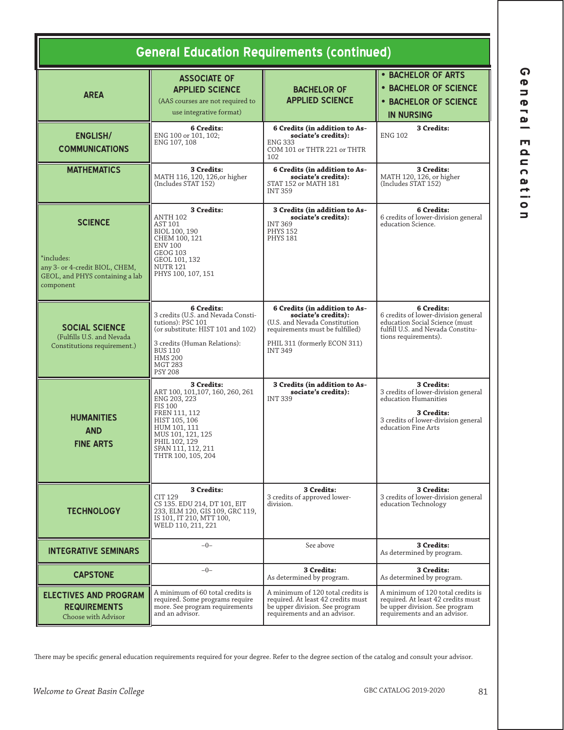## General Education Requirements (continued)

| AREA | ASSOCIATE OF APPLIED SCIENCE (AAS courses are not required to use integrative format) | BACHELOR OF APPLIED SCIENCE | • BACHELOR OF ARTS • BACHELOR OF SCIENCE • BACHELOR OF SCIENCE IN NURSING |
|---|---|---|---|
| **ENGLISH/ COMMUNICATIONS** | **6 Credits:** ENG 100 or 101, 102; ENG 107, 108 | **6 Credits (in addition to Associate's credits):** ENG 333; COM 101 or THTR 221 or THTR 102 | **3 Credits:** ENG 102 |
| **MATHEMATICS** | **3 Credits:** MATH 116, 120, 126,or higher (Includes STAT 152) | **6 Credits (in addition to Associate's credits):** STAT 152 or MATH 181; INT 359 | **3 Credits:** MATH 120, 126, or higher (Includes STAT 152) |
| **SCIENCE** *includes: any 3- or 4-credit BIOL, CHEM, GEOL, and PHYS containing a lab component | **3 Credits:** ANTH 102; AST 101; BIOL 100, 190; CHEM 100, 121; ENV 100; GEOG 103; GEOL 101, 132; NUTR 121; PHYS 100, 107, 151 | **3 Credits (in addition to Associate's credits):** INT 369; PHYS 152; PHYS 181 | **6 Credits:** 6 credits of lower-division general education Science. |
| **SOCIAL SCIENCE** (Fulfills U.S. and Nevada Constitutions requirement.) | **6 Credits:** 3 credits (U.S. and Nevada Constitutions): PSC 101 (or substitute: HIST 101 and 102); 3 credits (Human Relations): BUS 110; HMS 200; MGT 283; PSY 208 | **6 Credits (in addition to Associate's credits):** (U.S. and Nevada Constitution requirements must be fulfilled); PHIL 311 (formerly ECON 311); INT 349 | **6 Credits:** 6 credits of lower-division general education Social Science (must fulfill U.S. and Nevada Constitutions requirements). |
| **HUMANITIES AND FINE ARTS** | **3 Credits:** ART 100, 101,107, 160, 260, 261; ENG 203, 223; FIS 100; FREN 111, 112; HIST 105, 106; HUM 101, 111; MUS 101, 121, 125; PHIL 102, 129; SPAN 111, 112, 211; THTR 100, 105, 204 | **3 Credits (in addition to Associate's credits):** INT 339 | **3 Credits:** 3 credits of lower-division general education Humanities; **3 Credits:** 3 credits of lower-division general education Fine Arts |
| **TECHNOLOGY** | **3 Credits:** CIT 129; CS 135. EDU 214, DT 101, EIT 233, ELM 120, GIS 109, GRC 119, IS 101, IT 210, MTT 100, WELD 110, 211, 221 | **3 Credits:** 3 credits of approved lower-division. | **3 Credits:** 3 credits of lower-division general education Technology |
| **INTEGRATIVE SEMINARS** | –0– | See above | **3 Credits:** As determined by program. |
| **CAPSTONE** | –0– | **3 Credits:** As determined by program. | **3 Credits:** As determined by program. |
| **ELECTIVES AND PROGRAM REQUIREMENTS** Choose with Advisor | A minimum of 60 total credits is required. Some programs require more. See program requirements and an advisor. | A minimum of 120 total credits is required. At least 42 credits must be upper division. See program requirements and an advisor. | A minimum of 120 total credits is required. At least 42 credits must be upper division. See program requirements and an advisor. |

There may be specific general education requirements required for your degree. Refer to the degree section of the catalog and consult your advisor.